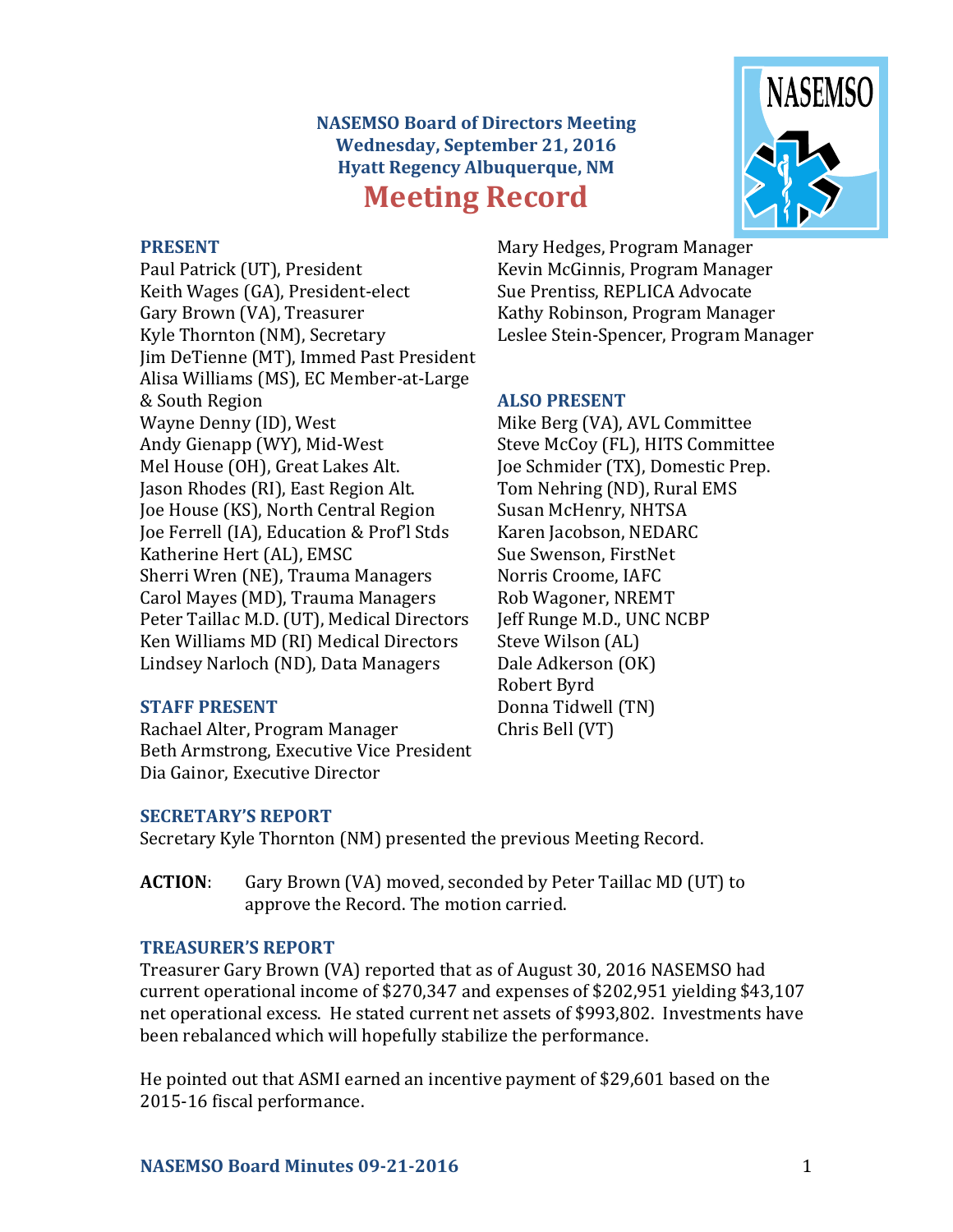**NASEMSO Board of Directors Meeting**
**Wednesday, September 21, 2016**
**Hyatt Regency Albuquerque, NM**

# Meeting Record

## PRESENT

Paul Patrick (UT), President
Keith Wages (GA), President-elect
Gary Brown (VA), Treasurer
Kyle Thornton (NM), Secretary
Jim DeTienne (MT), Immed Past President
Alisa Williams (MS), EC Member-at-Large & South Region
Wayne Denny (ID), West
Andy Gienapp (WY), Mid-West
Mel House (OH), Great Lakes Alt.
Jason Rhodes (RI), East Region Alt.
Joe House (KS), North Central Region
Joe Ferrell (IA), Education & Prof'l Stds
Katherine Hert (AL), EMSC
Sherri Wren (NE), Trauma Managers
Carol Mayes (MD), Trauma Managers
Peter Taillac M.D. (UT), Medical Directors
Ken Williams MD (RI) Medical Directors
Lindsey Narloch (ND), Data Managers

## STAFF PRESENT

Rachael Alter, Program Manager
Beth Armstrong, Executive Vice President
Dia Gainor, Executive Director
Mary Hedges, Program Manager
Kevin McGinnis, Program Manager
Sue Prentiss, REPLICA Advocate
Kathy Robinson, Program Manager
Leslee Stein-Spencer, Program Manager

## ALSO PRESENT

Mike Berg (VA), AVL Committee
Steve McCoy (FL), HITS Committee
Joe Schmider (TX), Domestic Prep.
Tom Nehring (ND), Rural EMS
Susan McHenry, NHTSA
Karen Jacobson, NEDARC
Sue Swenson, FirstNet
Norris Croome, IAFC
Rob Wagoner, NREMT
Jeff Runge M.D., UNC NCBP
Steve Wilson (AL)
Dale Adkerson (OK)
Robert Byrd
Donna Tidwell (TN)
Chris Bell (VT)

## SECRETARY'S REPORT

Secretary Kyle Thornton (NM) presented the previous Meeting Record.

**ACTION**: Gary Brown (VA) moved, seconded by Peter Taillac MD (UT) to approve the Record. The motion carried.

## TREASURER'S REPORT

Treasurer Gary Brown (VA) reported that as of August 30, 2016 NASEMSO had current operational income of $270,347 and expenses of $202,951 yielding $43,107 net operational excess. He stated current net assets of $993,802. Investments have been rebalanced which will hopefully stabilize the performance.

He pointed out that ASMI earned an incentive payment of $29,601 based on the 2015-16 fiscal performance.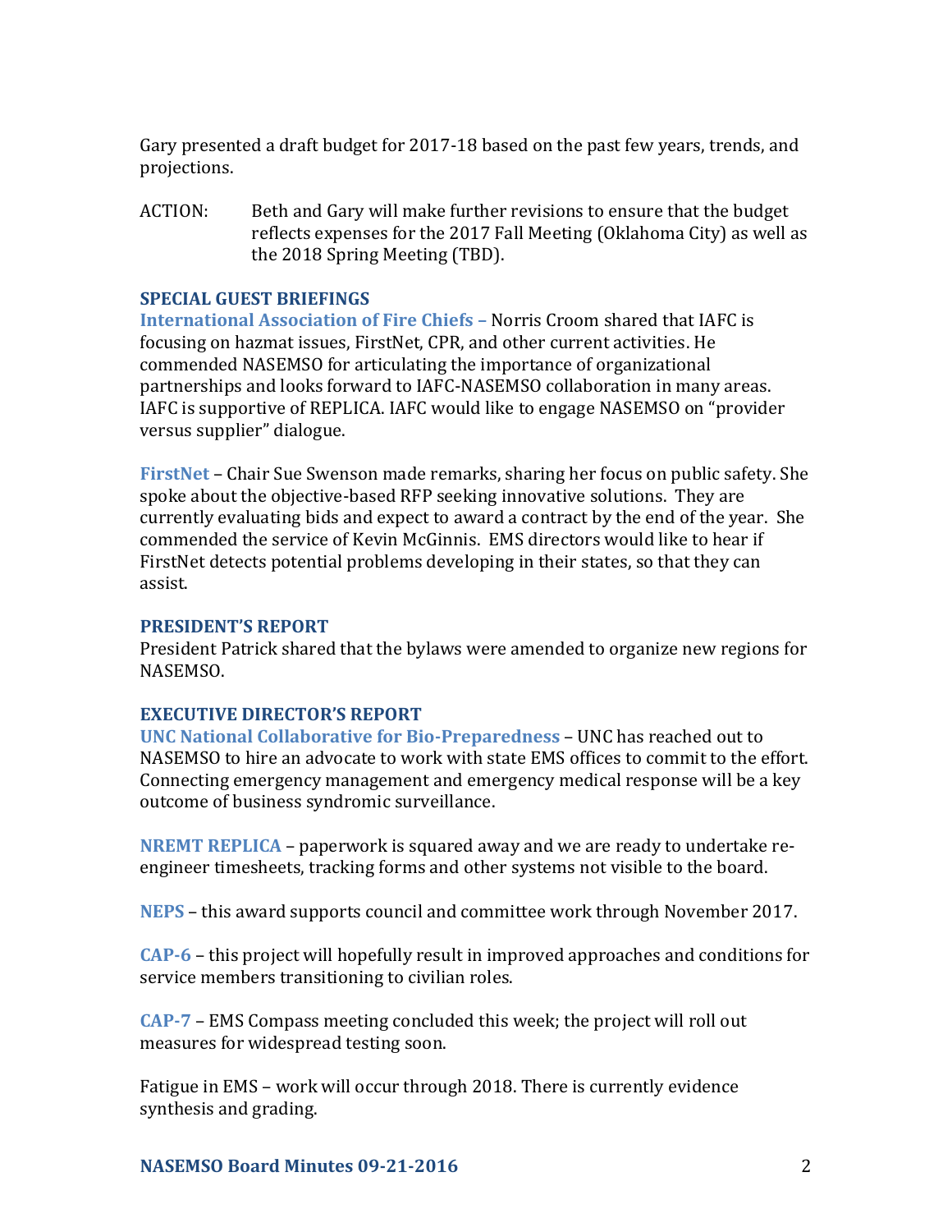Gary presented a draft budget for 2017-18 based on the past few years, trends, and projections.

ACTION: Beth and Gary will make further revisions to ensure that the budget reflects expenses for the 2017 Fall Meeting (Oklahoma City) as well as the 2018 Spring Meeting (TBD).

### SPECIAL GUEST BRIEFINGS

**International Association of Fire Chiefs** – Norris Croom shared that IAFC is focusing on hazmat issues, FirstNet, CPR, and other current activities. He commended NASEMSO for articulating the importance of organizational partnerships and looks forward to IAFC-NASEMSO collaboration in many areas. IAFC is supportive of REPLICA. IAFC would like to engage NASEMSO on "provider versus supplier" dialogue.

**FirstNet** – Chair Sue Swenson made remarks, sharing her focus on public safety. She spoke about the objective-based RFP seeking innovative solutions. They are currently evaluating bids and expect to award a contract by the end of the year. She commended the service of Kevin McGinnis. EMS directors would like to hear if FirstNet detects potential problems developing in their states, so that they can assist.

### PRESIDENT'S REPORT

President Patrick shared that the bylaws were amended to organize new regions for NASEMSO.

### EXECUTIVE DIRECTOR'S REPORT

**UNC National Collaborative for Bio-Preparedness** – UNC has reached out to NASEMSO to hire an advocate to work with state EMS offices to commit to the effort. Connecting emergency management and emergency medical response will be a key outcome of business syndromic surveillance.

**NREMT REPLICA** – paperwork is squared away and we are ready to undertake re-engineer timesheets, tracking forms and other systems not visible to the board.

**NEPS** – this award supports council and committee work through November 2017.

**CAP-6** – this project will hopefully result in improved approaches and conditions for service members transitioning to civilian roles.

**CAP-7** – EMS Compass meeting concluded this week; the project will roll out measures for widespread testing soon.

Fatigue in EMS – work will occur through 2018. There is currently evidence synthesis and grading.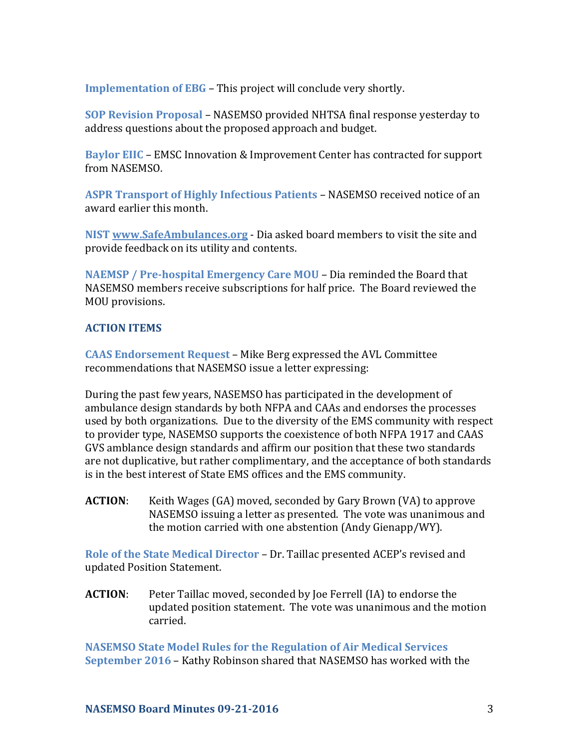**Implementation of EBG** – This project will conclude very shortly.

**SOP Revision Proposal** – NASEMSO provided NHTSA final response yesterday to address questions about the proposed approach and budget.

**Baylor EIIC** – EMSC Innovation & Improvement Center has contracted for support from NASEMSO.

**ASPR Transport of Highly Infectious Patients** – NASEMSO received notice of an award earlier this month.

**NIST www.SafeAmbulances.org** - Dia asked board members to visit the site and provide feedback on its utility and contents.

**NAEMSP / Pre-hospital Emergency Care MOU** – Dia reminded the Board that NASEMSO members receive subscriptions for half price. The Board reviewed the MOU provisions.

**ACTION ITEMS**

**CAAS Endorsement Request** – Mike Berg expressed the AVL Committee recommendations that NASEMSO issue a letter expressing:

During the past few years, NASEMSO has participated in the development of ambulance design standards by both NFPA and CAAs and endorses the processes used by both organizations. Due to the diversity of the EMS community with respect to provider type, NASEMSO supports the coexistence of both NFPA 1917 and CAAS GVS amblance design standards and affirm our position that these two standards are not duplicative, but rather complimentary, and the acceptance of both standards is in the best interest of State EMS offices and the EMS community.

**ACTION**: Keith Wages (GA) moved, seconded by Gary Brown (VA) to approve NASEMSO issuing a letter as presented. The vote was unanimous and the motion carried with one abstention (Andy Gienapp/WY).

**Role of the State Medical Director** – Dr. Taillac presented ACEP's revised and updated Position Statement.

**ACTION**: Peter Taillac moved, seconded by Joe Ferrell (IA) to endorse the updated position statement. The vote was unanimous and the motion carried.

**NASEMSO State Model Rules for the Regulation of Air Medical Services September 2016** – Kathy Robinson shared that NASEMSO has worked with the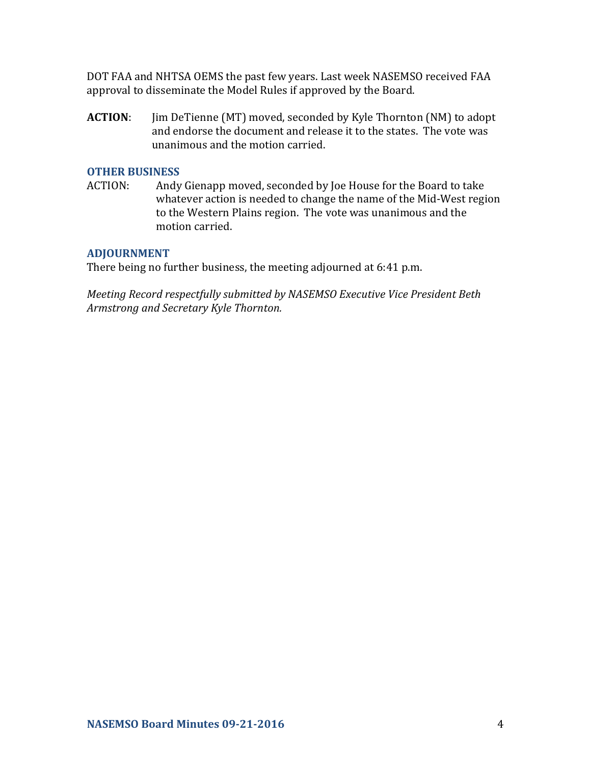DOT FAA and NHTSA OEMS the past few years. Last week NASEMSO received FAA approval to disseminate the Model Rules if approved by the Board.

**ACTION**: Jim DeTienne (MT) moved, seconded by Kyle Thornton (NM) to adopt and endorse the document and release it to the states. The vote was unanimous and the motion carried.

### OTHER BUSINESS

ACTION: Andy Gienapp moved, seconded by Joe House for the Board to take whatever action is needed to change the name of the Mid-West region to the Western Plains region. The vote was unanimous and the motion carried.

### ADJOURNMENT

There being no further business, the meeting adjourned at 6:41 p.m.

*Meeting Record respectfully submitted by NASEMSO Executive Vice President Beth Armstrong and Secretary Kyle Thornton.*